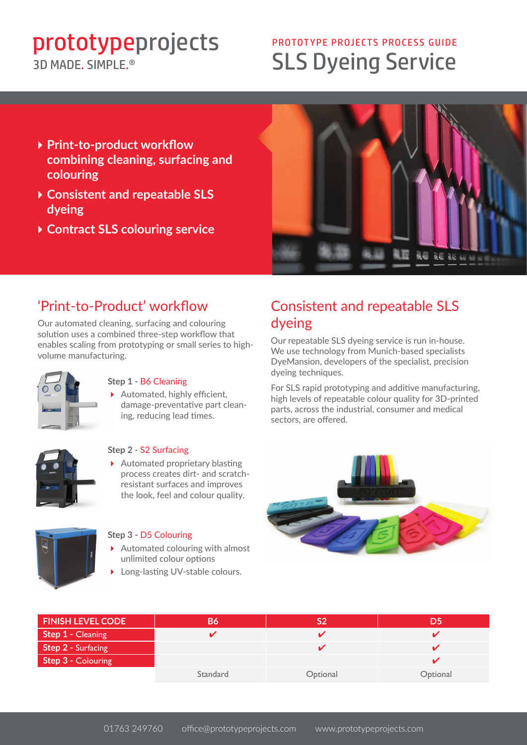prototypeprojects
3D MADE. SIMPLE.®

PROTOTYPE PROJECTS PROCESS GUIDE

# SLS Dyeing Service

- Print-to-product workflow combining cleaning, surfacing and colouring
- Consistent and repeatable SLS dyeing
- Contract SLS colouring service

## 'Print-to-Product' workflow

Our automated cleaning, surfacing and colouring solution uses a combined three-step workflow that enables scaling from prototyping or small series to high-volume manufacturing.

**Step 1** - B6 Cleaning

- Automated, highly efficient, damage-preventative part cleaning, reducing lead times.

**Step 2** - S2 Surfacing

- Automated proprietary blasting process creates dirt- and scratch-resistant surfaces and improves the look, feel and colour quality.

**Step 3** - D5 Colouring

- Automated colouring with almost unlimited colour options
- Long-lasting UV-stable colours.

## Consistent and repeatable SLS dyeing

Our repeatable SLS dyeing service is run in-house. We use technology from Munich-based specialists DyeMansion, developers of the specialist, precision dyeing techniques.

For SLS rapid prototyping and additive manufacturing, high levels of repeatable colour quality for 3D-printed parts, across the industrial, consumer and medical sectors, are offered.

| FINISH LEVEL CODE | B6 | S2 | D5 |
|---|---|---|---|
| Step 1 - Cleaning | ✔ | ✔ | ✔ |
| Step 2 - Surfacing | | ✔ | ✔ |
| Step 3 - Colouring | | | ✔ |
| | Standard | Optional | Optional |

01763 249760 office@prototypeprojects.com www.prototypeprojects.com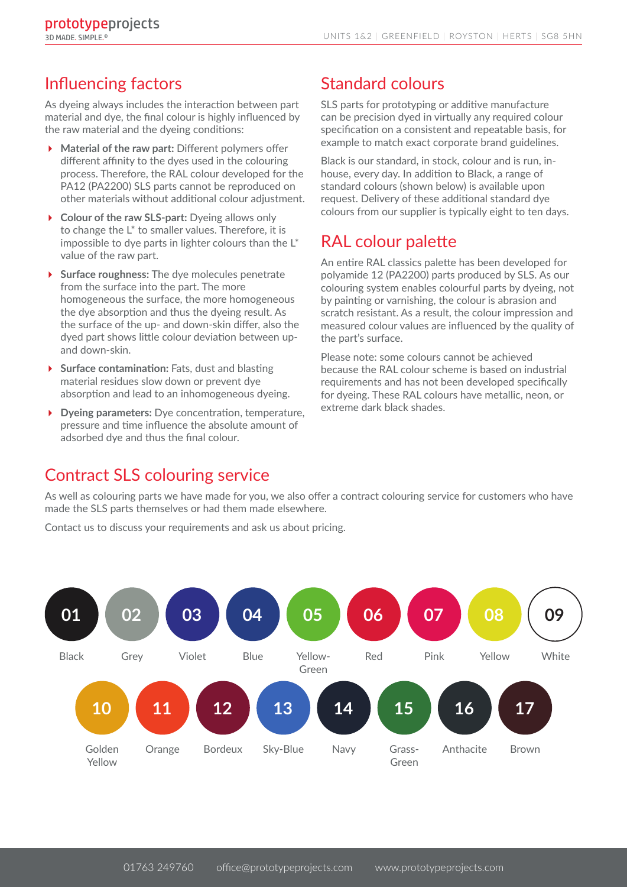## Influencing factors

As dyeing always includes the interaction between part material and dye, the final colour is highly influenced by the raw material and the dyeing conditions:

- **Material of the raw part:** Different polymers offer different affinity to the dyes used in the colouring process. Therefore, the RAL colour developed for the PA12 (PA2200) SLS parts cannot be reproduced on other materials without additional colour adjustment.
- **Colour of the raw SLS-part:** Dyeing allows only to change the L* to smaller values. Therefore, it is impossible to dye parts in lighter colours than the L* value of the raw part.
- **Surface roughness:** The dye molecules penetrate from the surface into the part. The more homogeneous the surface, the more homogeneous the dye absorption and thus the dyeing result. As the surface of the up- and down-skin differ, also the dyed part shows little colour deviation between up- and down-skin.
- **Surface contamination:** Fats, dust and blasting material residues slow down or prevent dye absorption and lead to an inhomogeneous dyeing.
- **Dyeing parameters:** Dye concentration, temperature, pressure and time influence the absolute amount of adsorbed dye and thus the final colour.

## Standard colours

SLS parts for prototyping or additive manufacture can be precision dyed in virtually any required colour specification on a consistent and repeatable basis, for example to match exact corporate brand guidelines.

Black is our standard, in stock, colour and is run, in-house, every day. In addition to Black, a range of standard colours (shown below) is available upon request. Delivery of these additional standard dye colours from our supplier is typically eight to ten days.

## RAL colour palette

An entire RAL classics palette has been developed for polyamide 12 (PA2200) parts produced by SLS. As our colouring system enables colourful parts by dyeing, not by painting or varnishing, the colour is abrasion and scratch resistant. As a result, the colour impression and measured colour values are influenced by the quality of the part's surface.

Please note: some colours cannot be achieved because the RAL colour scheme is based on industrial requirements and has not been developed specifically for dyeing. These RAL colours have metallic, neon, or extreme dark black shades.

## Contract SLS colouring service

As well as colouring parts we have made for you, we also offer a contract colouring service for customers who have made the SLS parts themselves or had them made elsewhere.

Contact us to discuss your requirements and ask us about pricing.

01 Black
02 Grey
03 Violet
04 Blue
05 Yellow-Green
06 Red
07 Pink
08 Yellow
09 White
10 Golden Yellow
11 Orange
12 Bordeux
13 Sky-Blue
14 Navy
15 Grass-Green
16 Anthacite
17 Brown